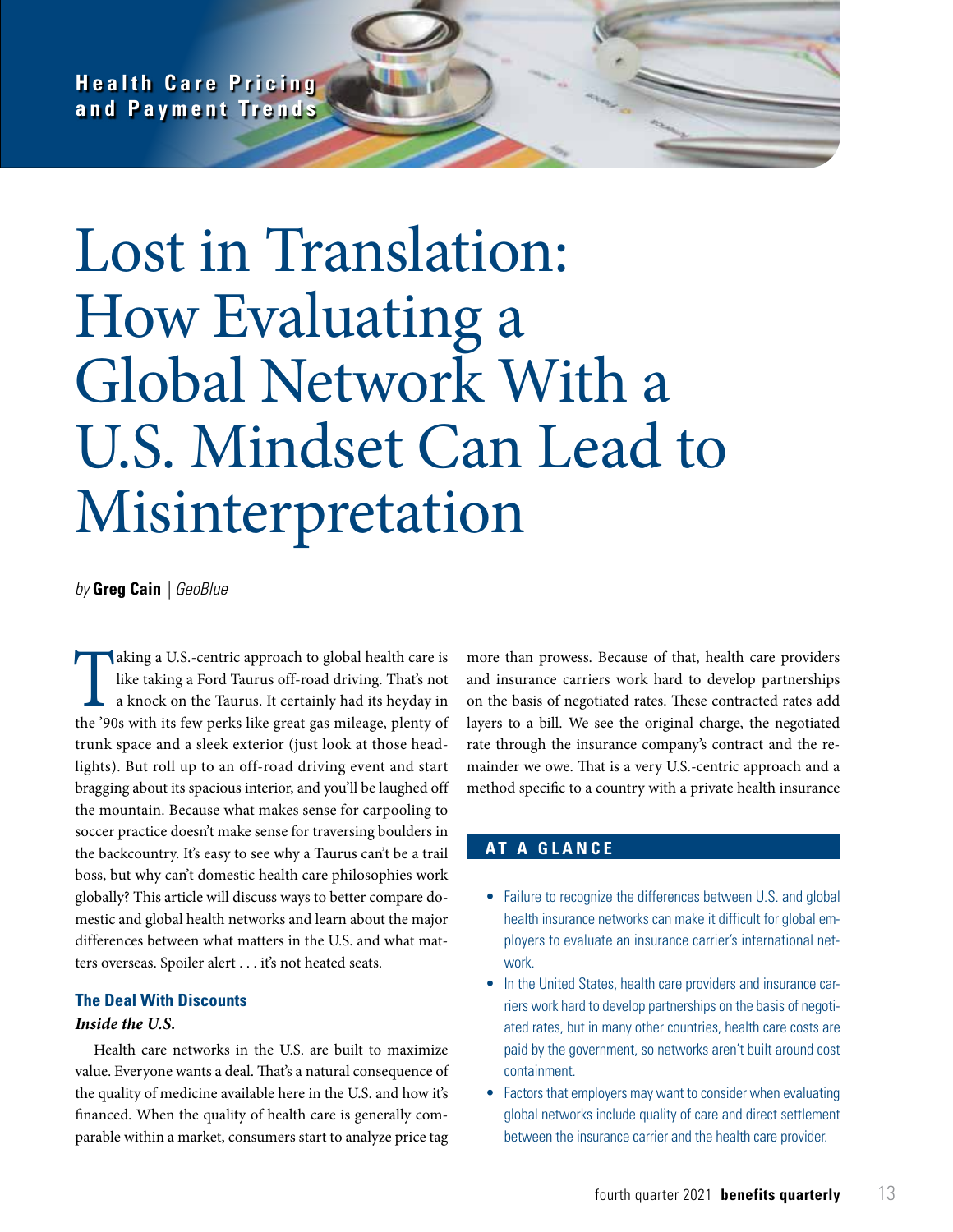Health Care Pricing and Payment Trends

# Lost in Translation: How Evaluating a Global Network With a U.S. Mindset Can Lead to Misinterpretation

*by* **Greg Cain** | *GeoBlue*

Taking a U.S.-centric approach to global health care is like taking a Ford Taurus off-road driving. That's not a knock on the Taurus. It certainly had its heyday in the '90s with its few perks like great gas mileage, plenty of trunk space and a sleek exterior (just look at those headlights). But roll up to an off-road driving event and start bragging about its spacious interior, and you'll be laughed off the mountain. Because what makes sense for carpooling to soccer practice doesn't make sense for traversing boulders in the backcountry. It's easy to see why a Taurus can't be a trail boss, but why can't domestic health care philosophies work globally? This article will discuss ways to better compare domestic and global health networks and learn about the major differences between what matters in the U.S. and what matters overseas. Spoiler alert . . . it's not heated seats.

### The Deal With Discounts

#### *Inside the U.S.*

Health care networks in the U.S. are built to maximize value. Everyone wants a deal. That's a natural consequence of the quality of medicine available here in the U.S. and how it's financed. When the quality of health care is generally comparable within a market, consumers start to analyze price tag more than prowess. Because of that, health care providers and insurance carriers work hard to develop partnerships on the basis of negotiated rates. These contracted rates add layers to a bill. We see the original charge, the negotiated rate through the insurance company's contract and the remainder we owe. That is a very U.S.-centric approach and a method specific to a country with a private health insurance

## AT A GLANCE

- Failure to recognize the differences between U.S. and global health insurance networks can make it difficult for global employers to evaluate an insurance carrier's international network.
- In the United States, health care providers and insurance carriers work hard to develop partnerships on the basis of negotiated rates, but in many other countries, health care costs are paid by the government, so networks aren't built around cost containment.
- Factors that employers may want to consider when evaluating global networks include quality of care and direct settlement between the insurance carrier and the health care provider.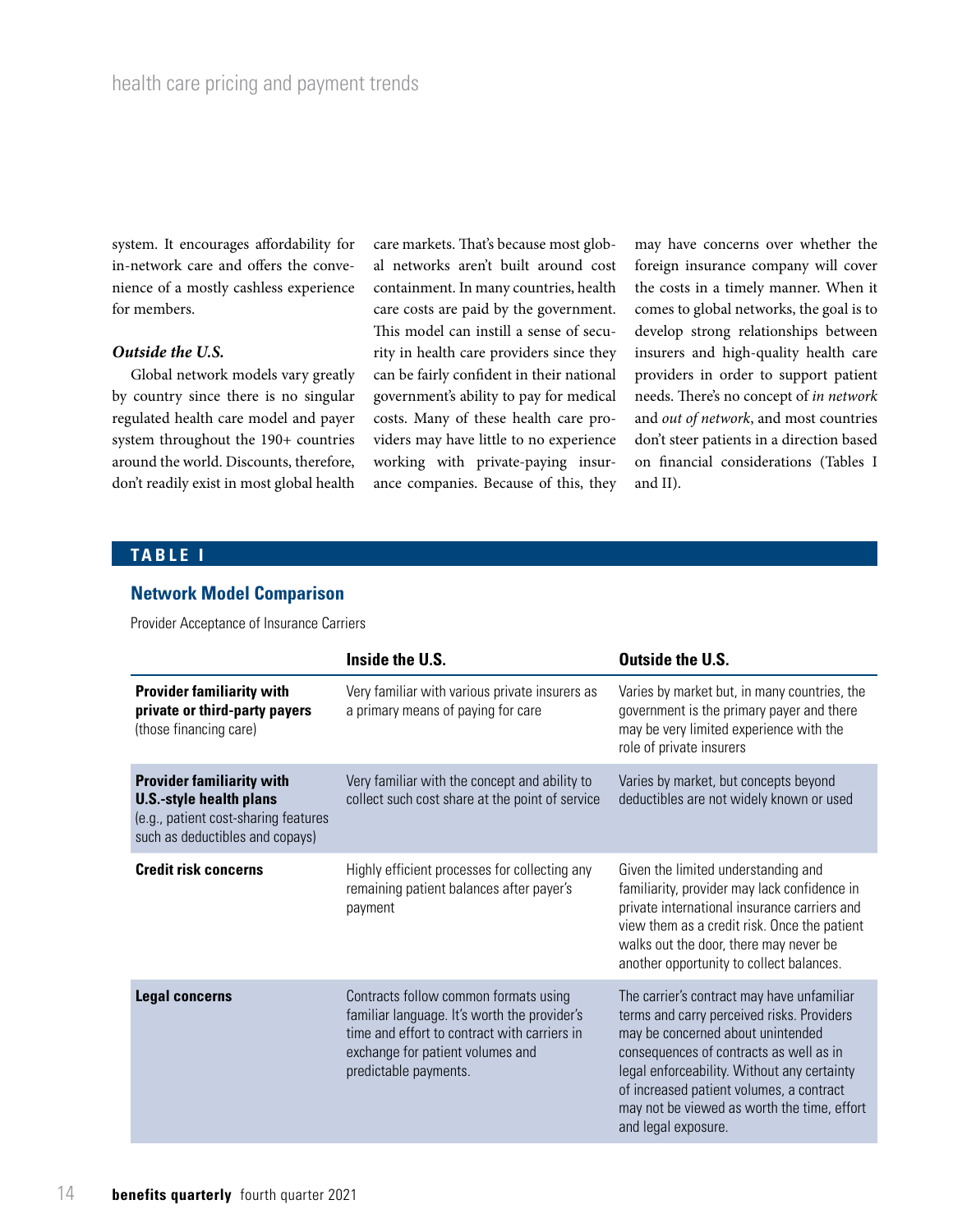system. It encourages affordability for in-network care and offers the convenience of a mostly cashless experience for members.

***Outside the U.S.***

Global network models vary greatly by country since there is no singular regulated health care model and payer system throughout the 190+ countries around the world. Discounts, therefore, don't readily exist in most global health care markets. That's because most global networks aren't built around cost containment. In many countries, health care costs are paid by the government. This model can instill a sense of security in health care providers since they can be fairly confident in their national government's ability to pay for medical costs. Many of these health care providers may have little to no experience working with private-paying insurance companies. Because of this, they may have concerns over whether the foreign insurance company will cover the costs in a timely manner. When it comes to global networks, the goal is to develop strong relationships between insurers and high-quality health care providers in order to support patient needs. There's no concept of *in network* and *out of network*, and most countries don't steer patients in a direction based on financial considerations (Tables I and II).

**TABLE I**

**Network Model Comparison**

Provider Acceptance of Insurance Carriers

| | Inside the U.S. | Outside the U.S. |
|---|---|---|
| **Provider familiarity with private or third-party payers** (those financing care) | Very familiar with various private insurers as a primary means of paying for care | Varies by market but, in many countries, the government is the primary payer and there may be very limited experience with the role of private insurers |
| **Provider familiarity with U.S.-style health plans** (e.g., patient cost-sharing features such as deductibles and copays) | Very familiar with the concept and ability to collect such cost share at the point of service | Varies by market, but concepts beyond deductibles are not widely known or used |
| **Credit risk concerns** | Highly efficient processes for collecting any remaining patient balances after payer's payment | Given the limited understanding and familiarity, provider may lack confidence in private international insurance carriers and view them as a credit risk. Once the patient walks out the door, there may never be another opportunity to collect balances. |
| **Legal concerns** | Contracts follow common formats using familiar language. It's worth the provider's time and effort to contract with carriers in exchange for patient volumes and predictable payments. | The carrier's contract may have unfamiliar terms and carry perceived risks. Providers may be concerned about unintended consequences of contracts as well as in legal enforceability. Without any certainty of increased patient volumes, a contract may not be viewed as worth the time, effort and legal exposure. |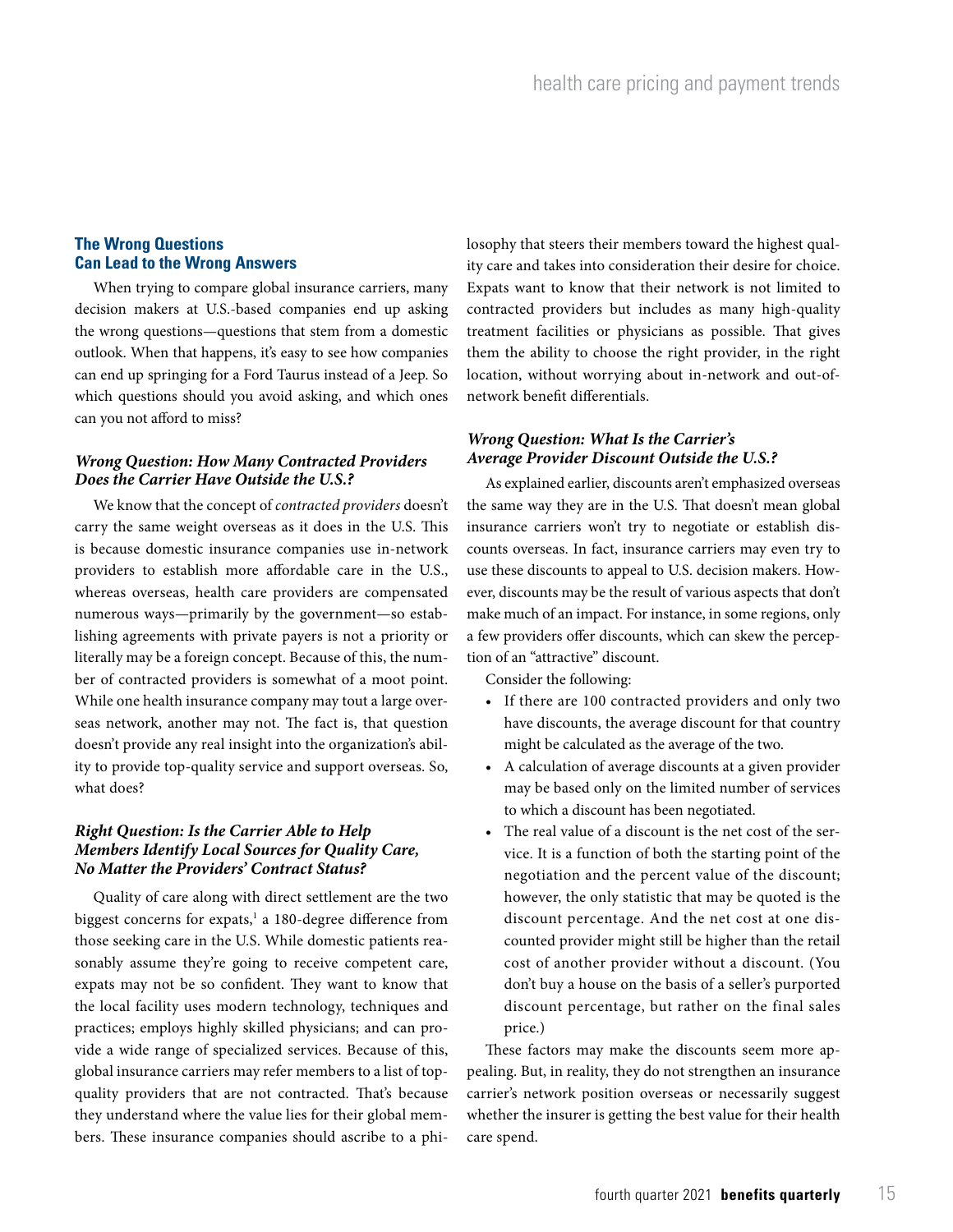## The Wrong Questions Can Lead to the Wrong Answers

When trying to compare global insurance carriers, many decision makers at U.S.-based companies end up asking the wrong questions—questions that stem from a domestic outlook. When that happens, it's easy to see how companies can end up springing for a Ford Taurus instead of a Jeep. So which questions should you avoid asking, and which ones can you not afford to miss?

### *Wrong Question: How Many Contracted Providers Does the Carrier Have Outside the U.S.?*

We know that the concept of *contracted providers* doesn't carry the same weight overseas as it does in the U.S. This is because domestic insurance companies use in-network providers to establish more affordable care in the U.S., whereas overseas, health care providers are compensated numerous ways—primarily by the government—so establishing agreements with private payers is not a priority or literally may be a foreign concept. Because of this, the number of contracted providers is somewhat of a moot point. While one health insurance company may tout a large overseas network, another may not. The fact is, that question doesn't provide any real insight into the organization's ability to provide top-quality service and support overseas. So, what does?

### *Right Question: Is the Carrier Able to Help Members Identify Local Sources for Quality Care, No Matter the Providers' Contract Status?*

Quality of care along with direct settlement are the two biggest concerns for expats,[1] a 180-degree difference from those seeking care in the U.S. While domestic patients reasonably assume they're going to receive competent care, expats may not be so confident. They want to know that the local facility uses modern technology, techniques and practices; employs highly skilled physicians; and can provide a wide range of specialized services. Because of this, global insurance carriers may refer members to a list of top-quality providers that are not contracted. That's because they understand where the value lies for their global members. These insurance companies should ascribe to a philosophy that steers their members toward the highest quality care and takes into consideration their desire for choice. Expats want to know that their network is not limited to contracted providers but includes as many high-quality treatment facilities or physicians as possible. That gives them the ability to choose the right provider, in the right location, without worrying about in-network and out-of-network benefit differentials.

### *Wrong Question: What Is the Carrier's Average Provider Discount Outside the U.S.?*

As explained earlier, discounts aren't emphasized overseas the same way they are in the U.S. That doesn't mean global insurance carriers won't try to negotiate or establish discounts overseas. In fact, insurance carriers may even try to use these discounts to appeal to U.S. decision makers. However, discounts may be the result of various aspects that don't make much of an impact. For instance, in some regions, only a few providers offer discounts, which can skew the perception of an "attractive" discount.

Consider the following:

- If there are 100 contracted providers and only two have discounts, the average discount for that country might be calculated as the average of the two.
- A calculation of average discounts at a given provider may be based only on the limited number of services to which a discount has been negotiated.
- The real value of a discount is the net cost of the service. It is a function of both the starting point of the negotiation and the percent value of the discount; however, the only statistic that may be quoted is the discount percentage. And the net cost at one discounted provider might still be higher than the retail cost of another provider without a discount. (You don't buy a house on the basis of a seller's purported discount percentage, but rather on the final sales price.)

These factors may make the discounts seem more appealing. But, in reality, they do not strengthen an insurance carrier's network position overseas or necessarily suggest whether the insurer is getting the best value for their health care spend.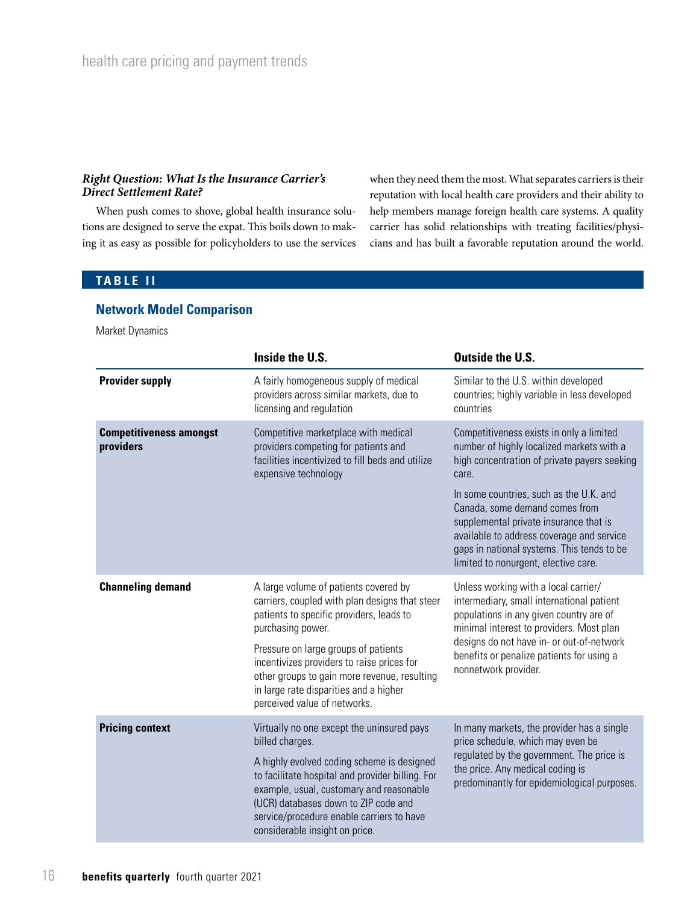### *Right Question: What Is the Insurance Carrier's Direct Settlement Rate?*

When push comes to shove, global health insurance solutions are designed to serve the expat. This boils down to making it as easy as possible for policyholders to use the services when they need them the most. What separates carriers is their reputation with local health care providers and their ability to help members manage foreign health care systems. A quality carrier has solid relationships with treating facilities/physicians and has built a favorable reputation around the world.

**TABLE II**

**Network Model Comparison**

Market Dynamics

| | **Inside the U.S.** | **Outside the U.S.** |
|---|---|---|
| **Provider supply** | A fairly homogeneous supply of medical providers across similar markets, due to licensing and regulation | Similar to the U.S. within developed countries; highly variable in less developed countries |
| **Competitiveness amongst providers** | Competitive marketplace with medical providers competing for patients and facilities incentivized to fill beds and utilize expensive technology | Competitiveness exists in only a limited number of highly localized markets with a high concentration of private payers seeking care.<br><br>In some countries, such as the U.K. and Canada, some demand comes from supplemental private insurance that is available to address coverage and service gaps in national systems. This tends to be limited to nonurgent, elective care. |
| **Channeling demand** | A large volume of patients covered by carriers, coupled with plan designs that steer patients to specific providers, leads to purchasing power.<br><br>Pressure on large groups of patients incentivizes providers to raise prices for other groups to gain more revenue, resulting in large rate disparities and a higher perceived value of networks. | Unless working with a local carrier/intermediary, small international patient populations in any given country are of minimal interest to providers. Most plan designs do not have in- or out-of-network benefits or penalize patients for using a nonnetwork provider. |
| **Pricing context** | Virtually no one except the uninsured pays billed charges.<br><br>A highly evolved coding scheme is designed to facilitate hospital and provider billing. For example, usual, customary and reasonable (UCR) databases down to ZIP code and service/procedure enable carriers to have considerable insight on price. | In many markets, the provider has a single price schedule, which may even be regulated by the government. The price is the price. Any medical coding is predominantly for epidemiological purposes. |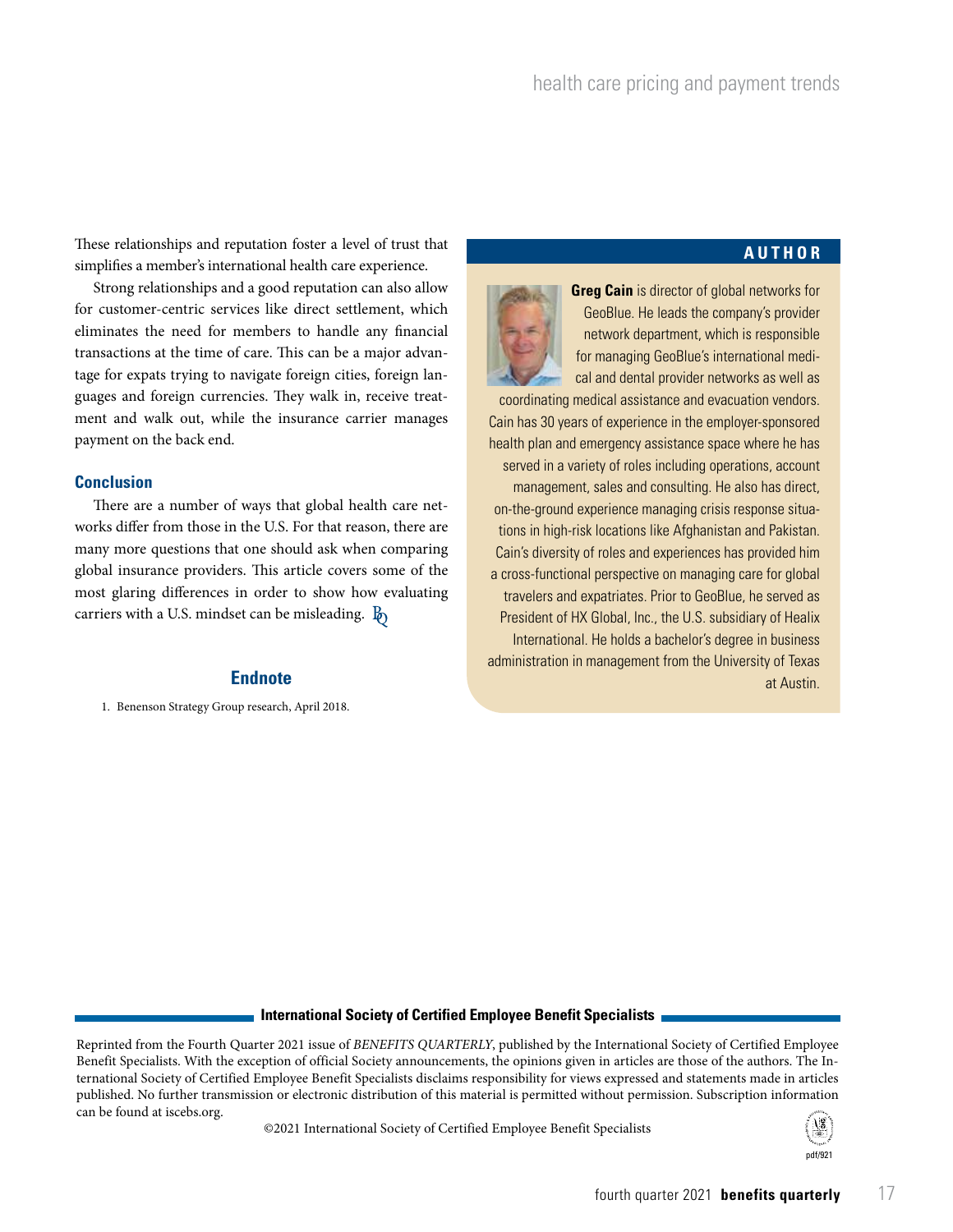These relationships and reputation foster a level of trust that simplifies a member's international health care experience.

Strong relationships and a good reputation can also allow for customer-centric services like direct settlement, which eliminates the need for members to handle any financial transactions at the time of care. This can be a major advantage for expats trying to navigate foreign cities, foreign languages and foreign currencies. They walk in, receive treatment and walk out, while the insurance carrier manages payment on the back end.

### Conclusion

There are a number of ways that global health care networks differ from those in the U.S. For that reason, there are many more questions that one should ask when comparing global insurance providers. This article covers some of the most glaring differences in order to show how evaluating carriers with a U.S. mindset can be misleading.

## Endnote

1. Benenson Strategy Group research, April 2018.

## AUTHOR

**Greg Cain** is director of global networks for GeoBlue. He leads the company's provider network department, which is responsible for managing GeoBlue's international medical and dental provider networks as well as coordinating medical assistance and evacuation vendors. Cain has 30 years of experience in the employer-sponsored health plan and emergency assistance space where he has served in a variety of roles including operations, account management, sales and consulting. He also has direct, on-the-ground experience managing crisis response situations in high-risk locations like Afghanistan and Pakistan. Cain's diversity of roles and experiences has provided him a cross-functional perspective on managing care for global travelers and expatriates. Prior to GeoBlue, he served as President of HX Global, Inc., the U.S. subsidiary of Healix International. He holds a bachelor's degree in business administration in management from the University of Texas at Austin.

**International Society of Certified Employee Benefit Specialists**

Reprinted from the Fourth Quarter 2021 issue of *BENEFITS QUARTERLY*, published by the International Society of Certified Employee Benefit Specialists. With the exception of official Society announcements, the opinions given in articles are those of the authors. The International Society of Certified Employee Benefit Specialists disclaims responsibility for views expressed and statements made in articles published. No further transmission or electronic distribution of this material is permitted without permission. Subscription information can be found at iscebs.org.

©2021 International Society of Certified Employee Benefit Specialists

pdf/921